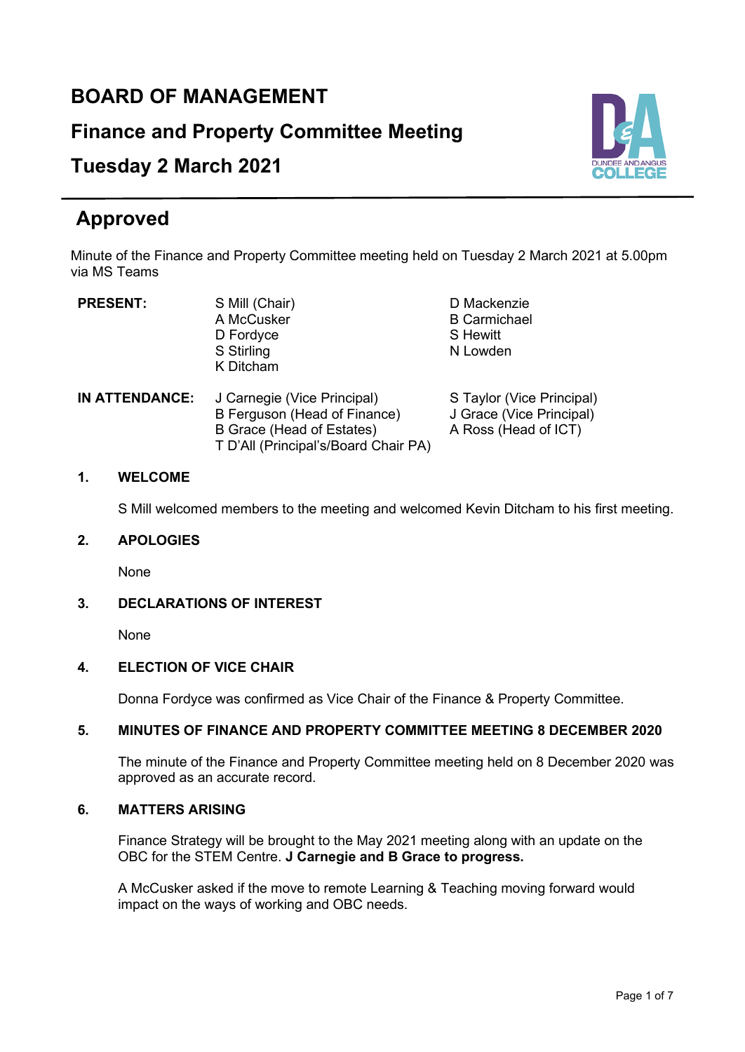# BOARD OF MANAGEMENT

## Finance and Property Committee Meeting

## Tuesday 2 March 2021

## Approved

Minute of the Finance and Property Committee meeting held on Tuesday 2 March 2021 at 5.00pm via MS Teams

| | | |
|---|---|---|
| **PRESENT:** | S Mill (Chair)<br>A McCusker<br>D Fordyce<br>S Stirling<br>K Ditcham | D Mackenzie<br>B Carmichael<br>S Hewitt<br>N Lowden |
| **IN ATTENDANCE:** | J Carnegie (Vice Principal)<br>B Ferguson (Head of Finance)<br>B Grace (Head of Estates)<br>T D'All (Principal's/Board Chair PA) | S Taylor (Vice Principal)<br>J Grace (Vice Principal)<br>A Ross (Head of ICT) |

### 1. WELCOME

S Mill welcomed members to the meeting and welcomed Kevin Ditcham to his first meeting.

### 2. APOLOGIES

None

### 3. DECLARATIONS OF INTEREST

None

### 4. ELECTION OF VICE CHAIR

Donna Fordyce was confirmed as Vice Chair of the Finance & Property Committee.

### 5. MINUTES OF FINANCE AND PROPERTY COMMITTEE MEETING 8 DECEMBER 2020

The minute of the Finance and Property Committee meeting held on 8 December 2020 was approved as an accurate record.

### 6. MATTERS ARISING

Finance Strategy will be brought to the May 2021 meeting along with an update on the OBC for the STEM Centre. **J Carnegie and B Grace to progress.**

A McCusker asked if the move to remote Learning & Teaching moving forward would impact on the ways of working and OBC needs.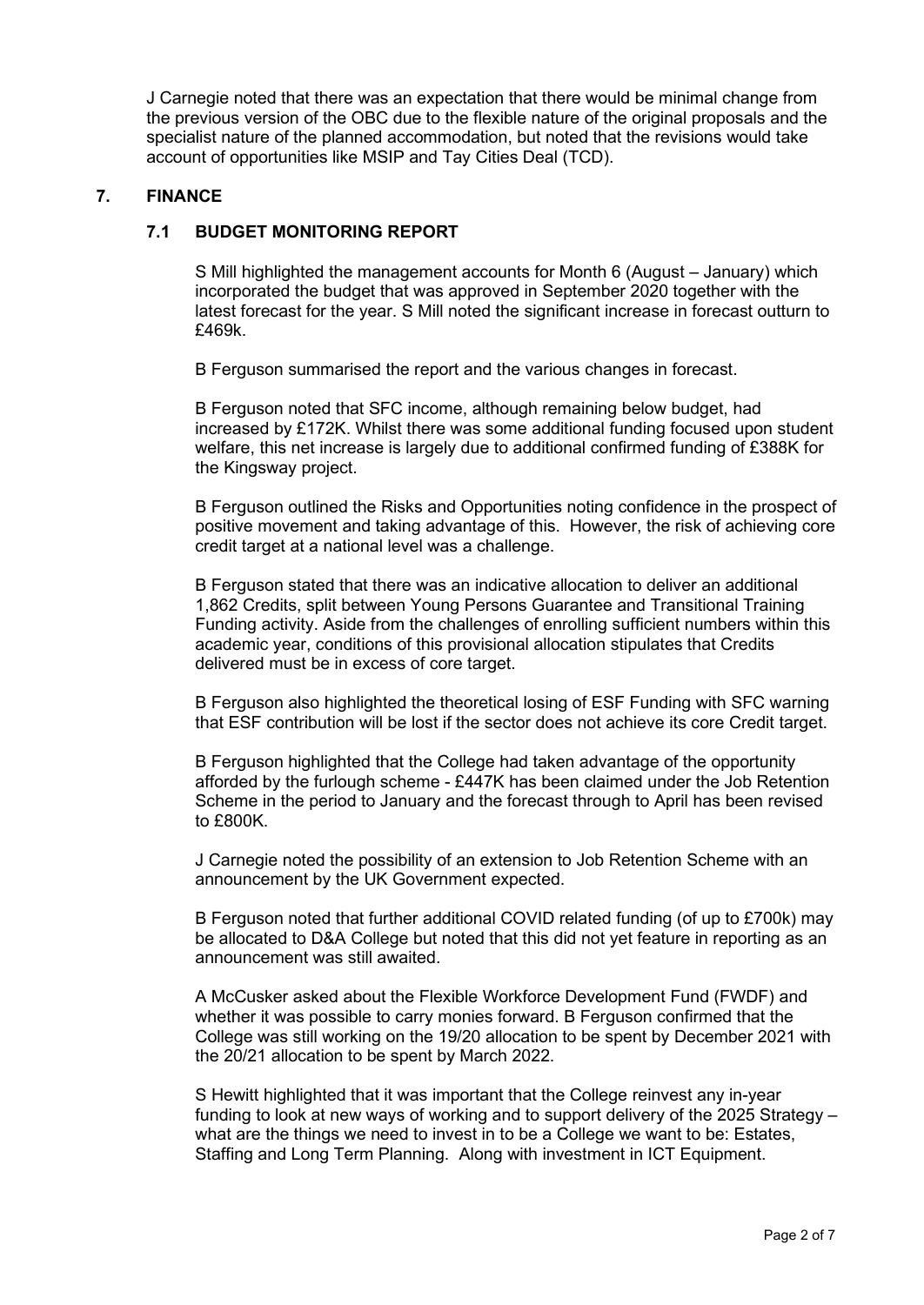J Carnegie noted that there was an expectation that there would be minimal change from the previous version of the OBC due to the flexible nature of the original proposals and the specialist nature of the planned accommodation, but noted that the revisions would take account of opportunities like MSIP and Tay Cities Deal (TCD).

## 7. FINANCE

### 7.1 BUDGET MONITORING REPORT

S Mill highlighted the management accounts for Month 6 (August – January) which incorporated the budget that was approved in September 2020 together with the latest forecast for the year. S Mill noted the significant increase in forecast outturn to £469k.

B Ferguson summarised the report and the various changes in forecast.

B Ferguson noted that SFC income, although remaining below budget, had increased by £172K. Whilst there was some additional funding focused upon student welfare, this net increase is largely due to additional confirmed funding of £388K for the Kingsway project.

B Ferguson outlined the Risks and Opportunities noting confidence in the prospect of positive movement and taking advantage of this. However, the risk of achieving core credit target at a national level was a challenge.

B Ferguson stated that there was an indicative allocation to deliver an additional 1,862 Credits, split between Young Persons Guarantee and Transitional Training Funding activity. Aside from the challenges of enrolling sufficient numbers within this academic year, conditions of this provisional allocation stipulates that Credits delivered must be in excess of core target.

B Ferguson also highlighted the theoretical losing of ESF Funding with SFC warning that ESF contribution will be lost if the sector does not achieve its core Credit target.

B Ferguson highlighted that the College had taken advantage of the opportunity afforded by the furlough scheme - £447K has been claimed under the Job Retention Scheme in the period to January and the forecast through to April has been revised to £800K.

J Carnegie noted the possibility of an extension to Job Retention Scheme with an announcement by the UK Government expected.

B Ferguson noted that further additional COVID related funding (of up to £700k) may be allocated to D&A College but noted that this did not yet feature in reporting as an announcement was still awaited.

A McCusker asked about the Flexible Workforce Development Fund (FWDF) and whether it was possible to carry monies forward. B Ferguson confirmed that the College was still working on the 19/20 allocation to be spent by December 2021 with the 20/21 allocation to be spent by March 2022.

S Hewitt highlighted that it was important that the College reinvest any in-year funding to look at new ways of working and to support delivery of the 2025 Strategy – what are the things we need to invest in to be a College we want to be: Estates, Staffing and Long Term Planning. Along with investment in ICT Equipment.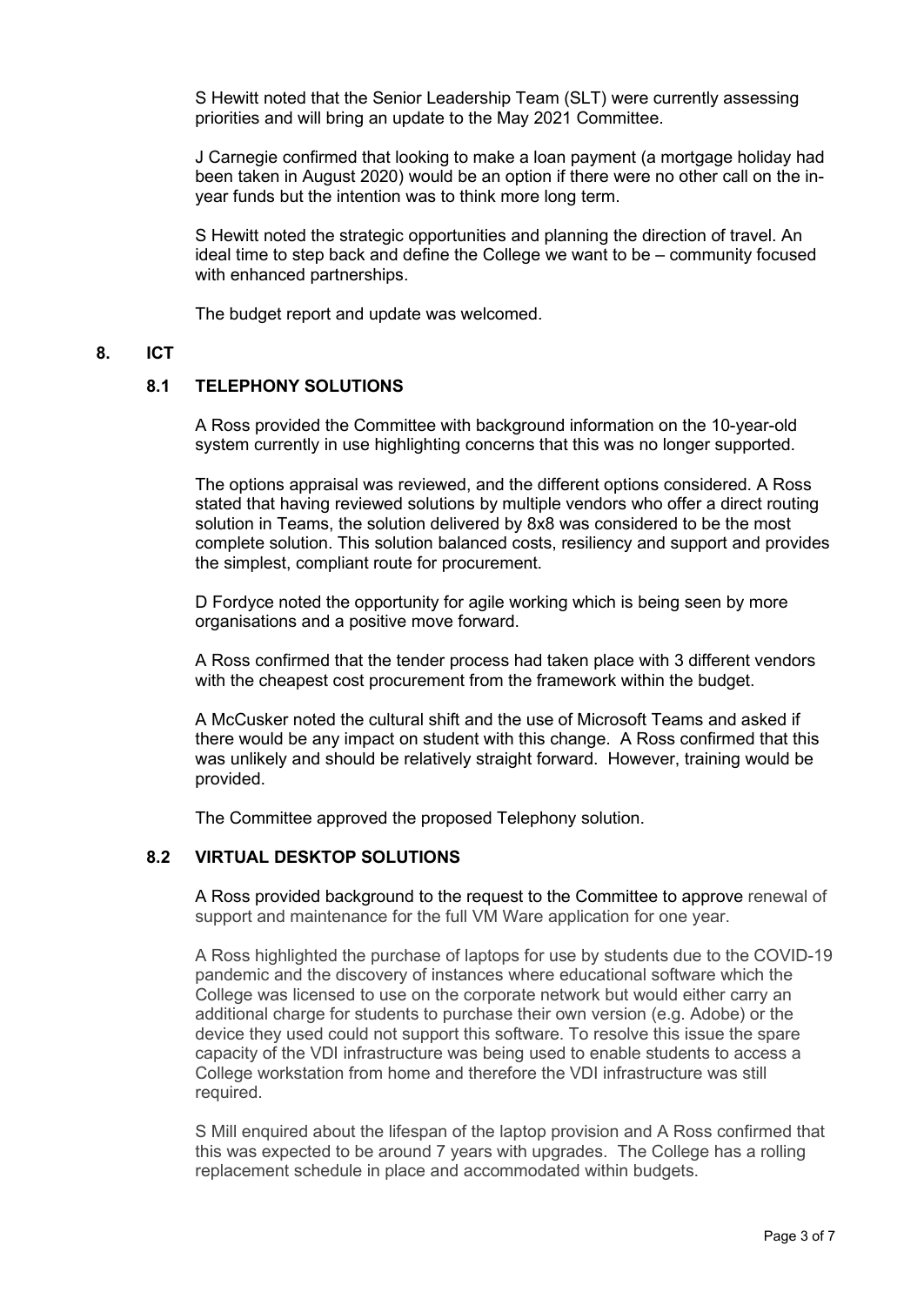S Hewitt noted that the Senior Leadership Team (SLT) were currently assessing priorities and will bring an update to the May 2021 Committee.

J Carnegie confirmed that looking to make a loan payment (a mortgage holiday had been taken in August 2020) would be an option if there were no other call on the in-year funds but the intention was to think more long term.

S Hewitt noted the strategic opportunities and planning the direction of travel. An ideal time to step back and define the College we want to be – community focused with enhanced partnerships.

The budget report and update was welcomed.

## 8. ICT

### 8.1 TELEPHONY SOLUTIONS

A Ross provided the Committee with background information on the 10-year-old system currently in use highlighting concerns that this was no longer supported.

The options appraisal was reviewed, and the different options considered. A Ross stated that having reviewed solutions by multiple vendors who offer a direct routing solution in Teams, the solution delivered by 8x8 was considered to be the most complete solution. This solution balanced costs, resiliency and support and provides the simplest, compliant route for procurement.

D Fordyce noted the opportunity for agile working which is being seen by more organisations and a positive move forward.

A Ross confirmed that the tender process had taken place with 3 different vendors with the cheapest cost procurement from the framework within the budget.

A McCusker noted the cultural shift and the use of Microsoft Teams and asked if there would be any impact on student with this change. A Ross confirmed that this was unlikely and should be relatively straight forward. However, training would be provided.

The Committee approved the proposed Telephony solution.

### 8.2 VIRTUAL DESKTOP SOLUTIONS

A Ross provided background to the request to the Committee to approve renewal of support and maintenance for the full VM Ware application for one year.

A Ross highlighted the purchase of laptops for use by students due to the COVID-19 pandemic and the discovery of instances where educational software which the College was licensed to use on the corporate network but would either carry an additional charge for students to purchase their own version (e.g. Adobe) or the device they used could not support this software. To resolve this issue the spare capacity of the VDI infrastructure was being used to enable students to access a College workstation from home and therefore the VDI infrastructure was still required.

S Mill enquired about the lifespan of the laptop provision and A Ross confirmed that this was expected to be around 7 years with upgrades. The College has a rolling replacement schedule in place and accommodated within budgets.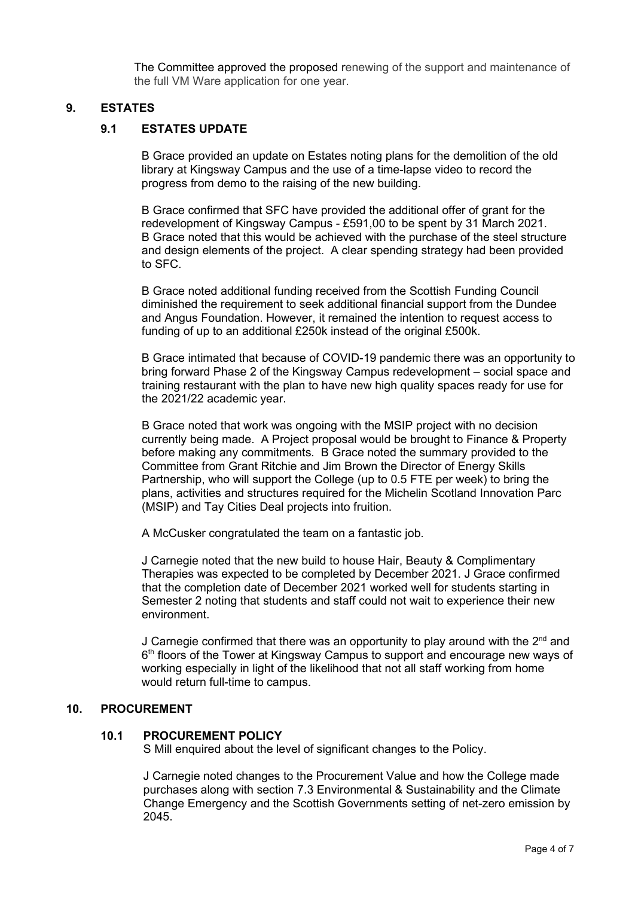The Committee approved the proposed renewing of the support and maintenance of the full VM Ware application for one year.

## 9. ESTATES

### 9.1 ESTATES UPDATE

B Grace provided an update on Estates noting plans for the demolition of the old library at Kingsway Campus and the use of a time-lapse video to record the progress from demo to the raising of the new building.

B Grace confirmed that SFC have provided the additional offer of grant for the redevelopment of Kingsway Campus - £591,00 to be spent by 31 March 2021. B Grace noted that this would be achieved with the purchase of the steel structure and design elements of the project. A clear spending strategy had been provided to SFC.

B Grace noted additional funding received from the Scottish Funding Council diminished the requirement to seek additional financial support from the Dundee and Angus Foundation. However, it remained the intention to request access to funding of up to an additional £250k instead of the original £500k.

B Grace intimated that because of COVID-19 pandemic there was an opportunity to bring forward Phase 2 of the Kingsway Campus redevelopment – social space and training restaurant with the plan to have new high quality spaces ready for use for the 2021/22 academic year.

B Grace noted that work was ongoing with the MSIP project with no decision currently being made. A Project proposal would be brought to Finance & Property before making any commitments. B Grace noted the summary provided to the Committee from Grant Ritchie and Jim Brown the Director of Energy Skills Partnership, who will support the College (up to 0.5 FTE per week) to bring the plans, activities and structures required for the Michelin Scotland Innovation Parc (MSIP) and Tay Cities Deal projects into fruition.

A McCusker congratulated the team on a fantastic job.

J Carnegie noted that the new build to house Hair, Beauty & Complimentary Therapies was expected to be completed by December 2021. J Grace confirmed that the completion date of December 2021 worked well for students starting in Semester 2 noting that students and staff could not wait to experience their new environment.

J Carnegie confirmed that there was an opportunity to play around with the 2nd and 6th floors of the Tower at Kingsway Campus to support and encourage new ways of working especially in light of the likelihood that not all staff working from home would return full-time to campus.

## 10. PROCUREMENT

### 10.1 PROCUREMENT POLICY

S Mill enquired about the level of significant changes to the Policy.

J Carnegie noted changes to the Procurement Value and how the College made purchases along with section 7.3 Environmental & Sustainability and the Climate Change Emergency and the Scottish Governments setting of net-zero emission by 2045.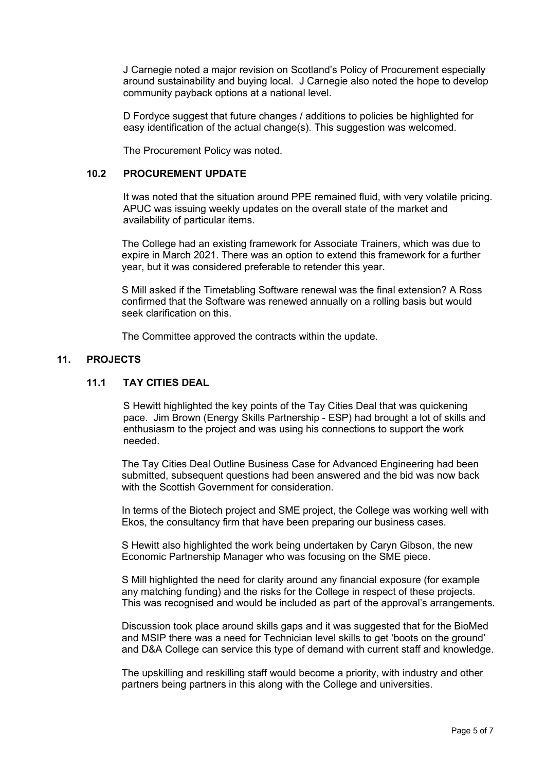J Carnegie noted a major revision on Scotland's Policy of Procurement especially around sustainability and buying local. J Carnegie also noted the hope to develop community payback options at a national level.

D Fordyce suggest that future changes / additions to policies be highlighted for easy identification of the actual change(s). This suggestion was welcomed.

The Procurement Policy was noted.

### 10.2 PROCUREMENT UPDATE

It was noted that the situation around PPE remained fluid, with very volatile pricing. APUC was issuing weekly updates on the overall state of the market and availability of particular items.

The College had an existing framework for Associate Trainers, which was due to expire in March 2021. There was an option to extend this framework for a further year, but it was considered preferable to retender this year.

S Mill asked if the Timetabling Software renewal was the final extension? A Ross confirmed that the Software was renewed annually on a rolling basis but would seek clarification on this.

The Committee approved the contracts within the update.

## 11. PROJECTS

### 11.1 TAY CITIES DEAL

S Hewitt highlighted the key points of the Tay Cities Deal that was quickening pace. Jim Brown (Energy Skills Partnership - ESP) had brought a lot of skills and enthusiasm to the project and was using his connections to support the work needed.

The Tay Cities Deal Outline Business Case for Advanced Engineering had been submitted, subsequent questions had been answered and the bid was now back with the Scottish Government for consideration.

In terms of the Biotech project and SME project, the College was working well with Ekos, the consultancy firm that have been preparing our business cases.

S Hewitt also highlighted the work being undertaken by Caryn Gibson, the new Economic Partnership Manager who was focusing on the SME piece.

S Mill highlighted the need for clarity around any financial exposure (for example any matching funding) and the risks for the College in respect of these projects. This was recognised and would be included as part of the approval's arrangements.

Discussion took place around skills gaps and it was suggested that for the BioMed and MSIP there was a need for Technician level skills to get 'boots on the ground' and D&A College can service this type of demand with current staff and knowledge.

The upskilling and reskilling staff would become a priority, with industry and other partners being partners in this along with the College and universities.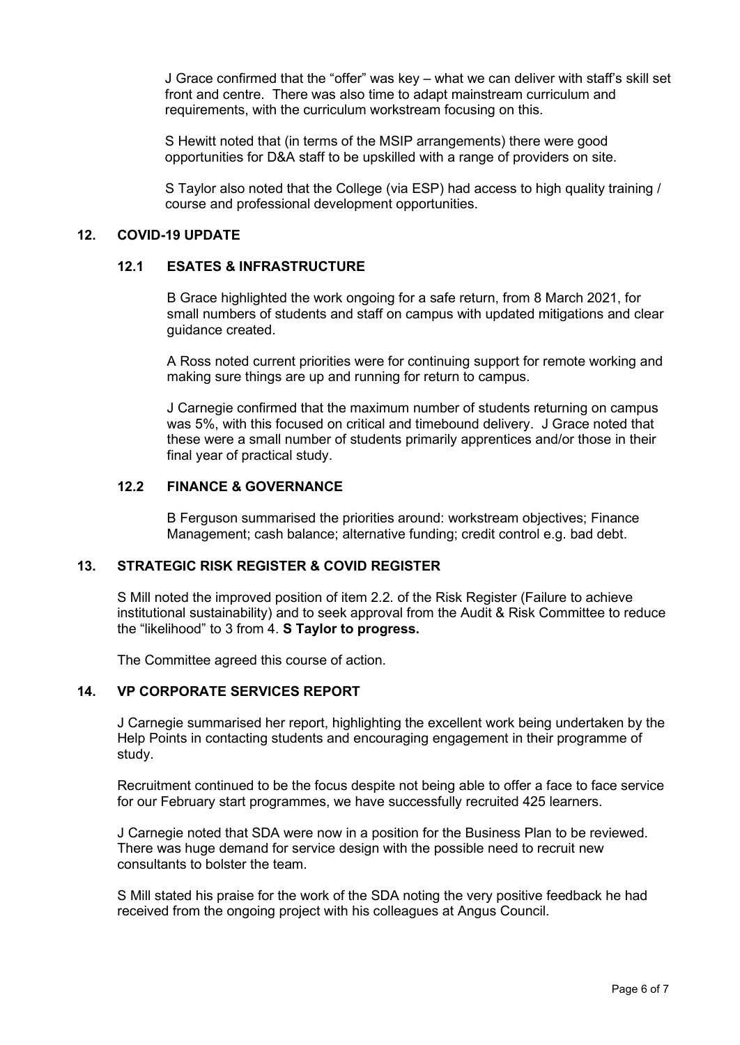J Grace confirmed that the “offer” was key – what we can deliver with staff’s skill set front and centre. There was also time to adapt mainstream curriculum and requirements, with the curriculum workstream focusing on this.

S Hewitt noted that (in terms of the MSIP arrangements) there were good opportunities for D&A staff to be upskilled with a range of providers on site.

S Taylor also noted that the College (via ESP) had access to high quality training / course and professional development opportunities.

## 12. COVID-19 UPDATE

### 12.1 ESATES & INFRASTRUCTURE

B Grace highlighted the work ongoing for a safe return, from 8 March 2021, for small numbers of students and staff on campus with updated mitigations and clear guidance created.

A Ross noted current priorities were for continuing support for remote working and making sure things are up and running for return to campus.

J Carnegie confirmed that the maximum number of students returning on campus was 5%, with this focused on critical and timebound delivery. J Grace noted that these were a small number of students primarily apprentices and/or those in their final year of practical study.

### 12.2 FINANCE & GOVERNANCE

B Ferguson summarised the priorities around: workstream objectives; Finance Management; cash balance; alternative funding; credit control e.g. bad debt.

## 13. STRATEGIC RISK REGISTER & COVID REGISTER

S Mill noted the improved position of item 2.2. of the Risk Register (Failure to achieve institutional sustainability) and to seek approval from the Audit & Risk Committee to reduce the “likelihood” to 3 from 4. **S Taylor to progress.**

The Committee agreed this course of action.

## 14. VP CORPORATE SERVICES REPORT

J Carnegie summarised her report, highlighting the excellent work being undertaken by the Help Points in contacting students and encouraging engagement in their programme of study.

Recruitment continued to be the focus despite not being able to offer a face to face service for our February start programmes, we have successfully recruited 425 learners.

J Carnegie noted that SDA were now in a position for the Business Plan to be reviewed. There was huge demand for service design with the possible need to recruit new consultants to bolster the team.

S Mill stated his praise for the work of the SDA noting the very positive feedback he had received from the ongoing project with his colleagues at Angus Council.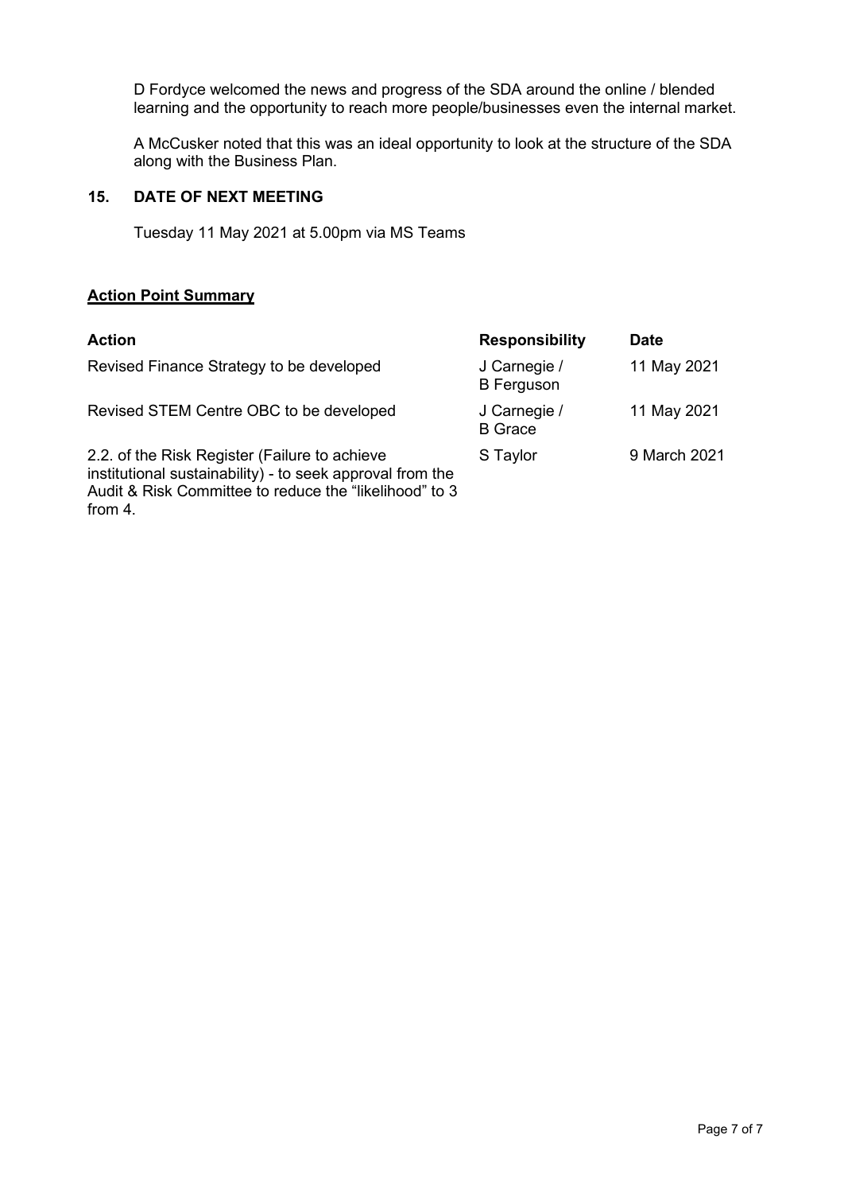D Fordyce welcomed the news and progress of the SDA around the online / blended learning and the opportunity to reach more people/businesses even the internal market.

A McCusker noted that this was an ideal opportunity to look at the structure of the SDA along with the Business Plan.

## 15. DATE OF NEXT MEETING

Tuesday 11 May 2021 at 5.00pm via MS Teams

**Action Point Summary**

| Action | Responsibility | Date |
| --- | --- | --- |
| Revised Finance Strategy to be developed | J Carnegie / B Ferguson | 11 May 2021 |
| Revised STEM Centre OBC to be developed | J Carnegie / B Grace | 11 May 2021 |
| 2.2. of the Risk Register (Failure to achieve institutional sustainability) - to seek approval from the Audit & Risk Committee to reduce the "likelihood" to 3 from 4. | S Taylor | 9 March 2021 |